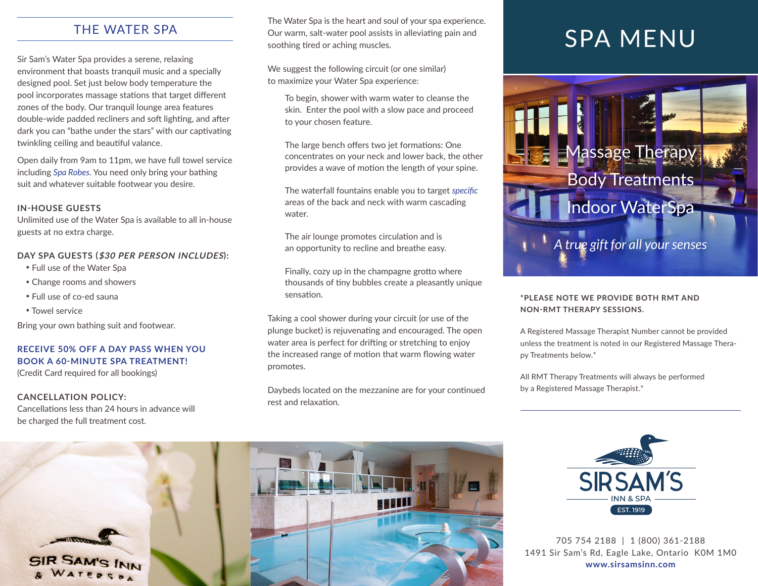## THE WATER SPA

Sir Sam's Water Spa provides a serene, relaxing environment that boasts tranquil music and a specially designed pool. Set just below body temperature the pool incorporates massage stations that target different zones of the body. Our tranquil lounge area features double-wide padded recliners and soft lighting, and after dark you can "bathe under the stars" with our captivating twinkling ceiling and beautiful valance.

Open daily from 9am to 11pm, we have full towel service including *Spa Robes*. You need only bring your bathing suit and whatever suitable footwear you desire.

**IN-HOUSE GUESTS**
Unlimited use of the Water Spa is available to all in-house guests at no extra charge.

**DAY SPA GUESTS (*$30 PER PERSON INCLUDES*):**

- Full use of the Water Spa
- Change rooms and showers
- Full use of co-ed sauna
- Towel service

Bring your own bathing suit and footwear.

**RECEIVE 50% OFF A DAY PASS WHEN YOU BOOK A 60-MINUTE SPA TREATMENT!**
(Credit Card required for all bookings)

**CANCELLATION POLICY:**
Cancellations less than 24 hours in advance will be charged the full treatment cost.

The Water Spa is the heart and soul of your spa experience. Our warm, salt-water pool assists in alleviating pain and soothing tired or aching muscles.

We suggest the following circuit (or one similar) to maximize your Water Spa experience:

To begin, shower with warm water to cleanse the skin. Enter the pool with a slow pace and proceed to your chosen feature.

The large bench offers two jet formations: One concentrates on your neck and lower back, the other provides a wave of motion the length of your spine.

The waterfall fountains enable you to target *specific* areas of the back and neck with warm cascading water.

The air lounge promotes circulation and is an opportunity to recline and breathe easy.

Finally, cozy up in the champagne grotto where thousands of tiny bubbles create a pleasantly unique sensation.

Taking a cool shower during your circuit (or use of the plunge bucket) is rejuvenating and encouraged. The open water area is perfect for drifting or stretching to enjoy the increased range of motion that warm flowing water promotes.

Daybeds located on the mezzanine are for your continued rest and relaxation.

# SPA MENU

Massage Therapy
Body Treatments
Indoor WaterSpa

*A true gift for all your senses*

**\*PLEASE NOTE WE PROVIDE BOTH RMT AND NON-RMT THERAPY SESSIONS.**

A Registered Massage Therapist Number cannot be provided unless the treatment is noted in our Registered Massage Therapy Treatments below.*

All RMT Therapy Treatments will always be performed by a Registered Massage Therapist.*

SIR SAM'S
INN & SPA
EST. 1919

705 754 2188 | 1 (800) 361-2188
1491 Sir Sam's Rd, Eagle Lake, Ontario K0M 1M0
**www.sirsamsinn.com**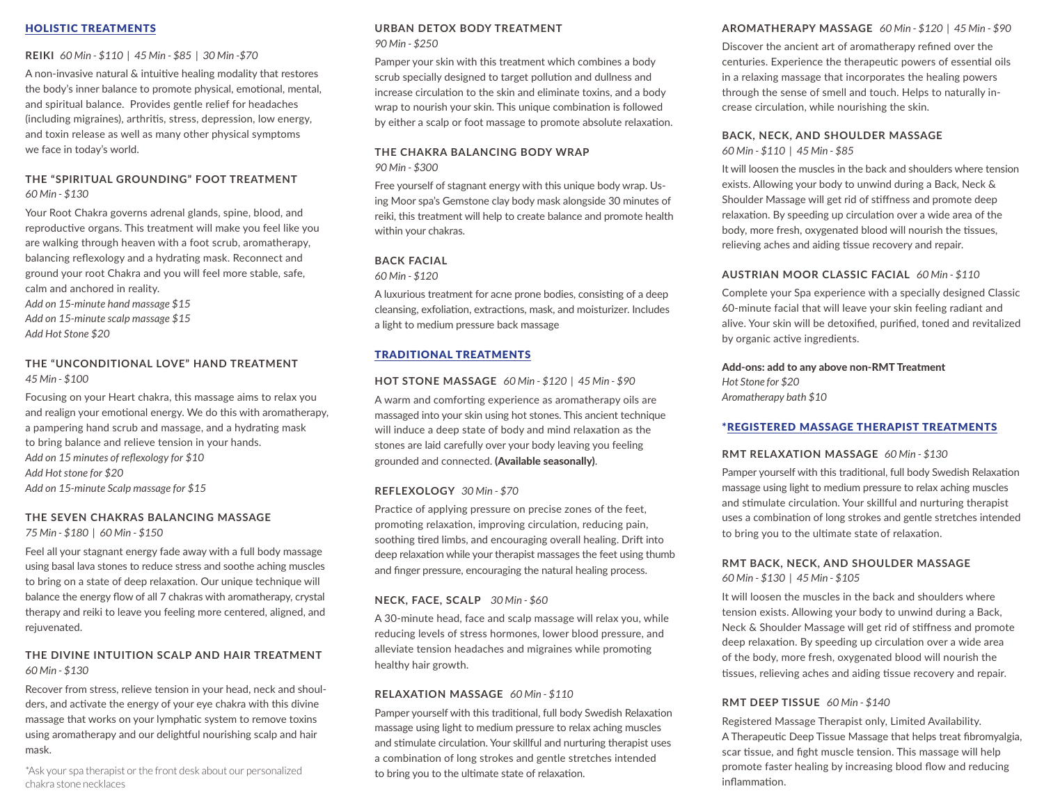## HOLISTIC TREATMENTS

### REIKI *60 Min - $110 | 45 Min - $85 | 30 Min -$70*

A non-invasive natural & intuitive healing modality that restores the body's inner balance to promote physical, emotional, mental, and spiritual balance. Provides gentle relief for headaches (including migraines), arthritis, stress, depression, low energy, and toxin release as well as many other physical symptoms we face in today's world.

### THE "SPIRITUAL GROUNDING" FOOT TREATMENT

*60 Min - $130*

Your Root Chakra governs adrenal glands, spine, blood, and reproductive organs. This treatment will make you feel like you are walking through heaven with a foot scrub, aromatherapy, balancing reflexology and a hydrating mask. Reconnect and ground your root Chakra and you will feel more stable, safe, calm and anchored in reality.

*Add on 15-minute hand massage $15*
*Add on 15-minute scalp massage $15*
*Add Hot Stone $20*

### THE "UNCONDITIONAL LOVE" HAND TREATMENT

*45 Min - $100*

Focusing on your Heart chakra, this massage aims to relax you and realign your emotional energy. We do this with aromatherapy, a pampering hand scrub and massage, and a hydrating mask to bring balance and relieve tension in your hands.

*Add on 15 minutes of reflexology for $10*
*Add Hot stone for $20*
*Add on 15-minute Scalp massage for $15*

### THE SEVEN CHAKRAS BALANCING MASSAGE

*75 Min - $180 | 60 Min - $150*

Feel all your stagnant energy fade away with a full body massage using basal lava stones to reduce stress and soothe aching muscles to bring on a state of deep relaxation. Our unique technique will balance the energy flow of all 7 chakras with aromatherapy, crystal therapy and reiki to leave you feeling more centered, aligned, and rejuvenated.

### THE DIVINE INTUITION SCALP AND HAIR TREATMENT

*60 Min - $130*

Recover from stress, relieve tension in your head, neck and shoulders, and activate the energy of your eye chakra with this divine massage that works on your lymphatic system to remove toxins using aromatherapy and our delightful nourishing scalp and hair mask.

*Ask your spa therapist or the front desk about our personalized chakra stone necklaces

### URBAN DETOX BODY TREATMENT

*90 Min - $250*

Pamper your skin with this treatment which combines a body scrub specially designed to target pollution and dullness and increase circulation to the skin and eliminate toxins, and a body wrap to nourish your skin. This unique combination is followed by either a scalp or foot massage to promote absolute relaxation.

### THE CHAKRA BALANCING BODY WRAP

*90 Min - $300*

Free yourself of stagnant energy with this unique body wrap. Using Moor spa's Gemstone clay body mask alongside 30 minutes of reiki, this treatment will help to create balance and promote health within your chakras.

### BACK FACIAL

*60 Min - $120*

A luxurious treatment for acne prone bodies, consisting of a deep cleansing, exfoliation, extractions, mask, and moisturizer. Includes a light to medium pressure back massage

## TRADITIONAL TREATMENTS

### HOT STONE MASSAGE *60 Min - $120 | 45 Min - $90*

A warm and comforting experience as aromatherapy oils are massaged into your skin using hot stones. This ancient technique will induce a deep state of body and mind relaxation as the stones are laid carefully over your body leaving you feeling grounded and connected. **(Available seasonally)**.

### REFLEXOLOGY *30 Min - $70*

Practice of applying pressure on precise zones of the feet, promoting relaxation, improving circulation, reducing pain, soothing tired limbs, and encouraging overall healing. Drift into deep relaxation while your therapist massages the feet using thumb and finger pressure, encouraging the natural healing process.

### NECK, FACE, SCALP *30 Min - $60*

A 30-minute head, face and scalp massage will relax you, while reducing levels of stress hormones, lower blood pressure, and alleviate tension headaches and migraines while promoting healthy hair growth.

### RELAXATION MASSAGE *60 Min - $110*

Pamper yourself with this traditional, full body Swedish Relaxation massage using light to medium pressure to relax aching muscles and stimulate circulation. Your skillful and nurturing therapist uses a combination of long strokes and gentle stretches intended to bring you to the ultimate state of relaxation.

### AROMATHERAPY MASSAGE *60 Min - $120 | 45 Min - $90*

Discover the ancient art of aromatherapy refined over the centuries. Experience the therapeutic powers of essential oils in a relaxing massage that incorporates the healing powers through the sense of smell and touch. Helps to naturally increase circulation, while nourishing the skin.

### BACK, NECK, AND SHOULDER MASSAGE

*60 Min - $110 | 45 Min - $85*

It will loosen the muscles in the back and shoulders where tension exists. Allowing your body to unwind during a Back, Neck & Shoulder Massage will get rid of stiffness and promote deep relaxation. By speeding up circulation over a wide area of the body, more fresh, oxygenated blood will nourish the tissues, relieving aches and aiding tissue recovery and repair.

### AUSTRIAN MOOR CLASSIC FACIAL *60 Min - $110*

Complete your Spa experience with a specially designed Classic 60-minute facial that will leave your skin feeling radiant and alive. Your skin will be detoxified, purified, toned and revitalized by organic active ingredients.

**Add-ons: add to any above non-RMT Treatment**
*Hot Stone for $20*
*Aromatherapy bath $10*

## *REGISTERED MASSAGE THERAPIST TREATMENTS

### RMT RELAXATION MASSAGE *60 Min - $130*

Pamper yourself with this traditional, full body Swedish Relaxation massage using light to medium pressure to relax aching muscles and stimulate circulation. Your skillful and nurturing therapist uses a combination of long strokes and gentle stretches intended to bring you to the ultimate state of relaxation.

### RMT BACK, NECK, AND SHOULDER MASSAGE

*60 Min - $130 | 45 Min - $105*

It will loosen the muscles in the back and shoulders where tension exists. Allowing your body to unwind during a Back, Neck & Shoulder Massage will get rid of stiffness and promote deep relaxation. By speeding up circulation over a wide area of the body, more fresh, oxygenated blood will nourish the tissues, relieving aches and aiding tissue recovery and repair.

### RMT DEEP TISSUE *60 Min - $140*

Registered Massage Therapist only, Limited Availability.
A Therapeutic Deep Tissue Massage that helps treat fibromyalgia, scar tissue, and fight muscle tension. This massage will help promote faster healing by increasing blood flow and reducing inflammation.